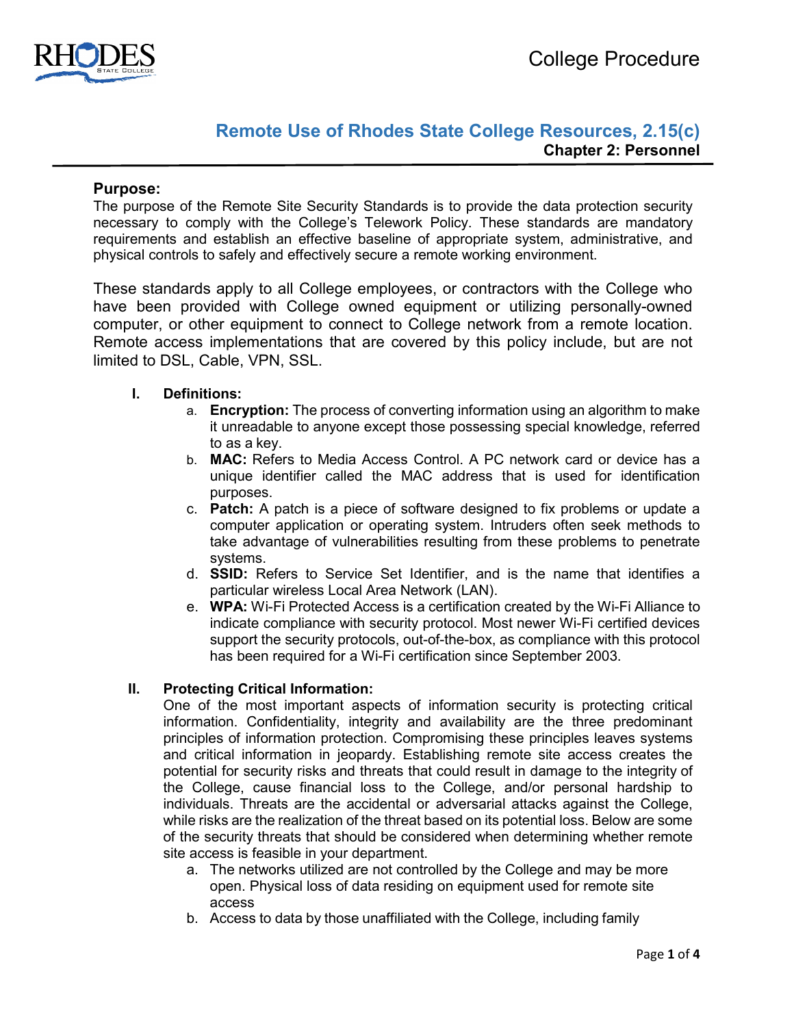College Procedure

# Remote Use of Rhodes State College Resources, 2.15(c)

**Chapter 2: Personnel**

## Purpose:

The purpose of the Remote Site Security Standards is to provide the data protection security necessary to comply with the College's Telework Policy. These standards are mandatory requirements and establish an effective baseline of appropriate system, administrative, and physical controls to safely and effectively secure a remote working environment.

These standards apply to all College employees, or contractors with the College who have been provided with College owned equipment or utilizing personally-owned computer, or other equipment to connect to College network from a remote location. Remote access implementations that are covered by this policy include, but are not limited to DSL, Cable, VPN, SSL.

### I. Definitions:

a. **Encryption:** The process of converting information using an algorithm to make it unreadable to anyone except those possessing special knowledge, referred to as a key.
b. **MAC:** Refers to Media Access Control. A PC network card or device has a unique identifier called the MAC address that is used for identification purposes.
c. **Patch:** A patch is a piece of software designed to fix problems or update a computer application or operating system. Intruders often seek methods to take advantage of vulnerabilities resulting from these problems to penetrate systems.
d. **SSID:** Refers to Service Set Identifier, and is the name that identifies a particular wireless Local Area Network (LAN).
e. **WPA:** Wi-Fi Protected Access is a certification created by the Wi-Fi Alliance to indicate compliance with security protocol. Most newer Wi-Fi certified devices support the security protocols, out-of-the-box, as compliance with this protocol has been required for a Wi-Fi certification since September 2003.

### II. Protecting Critical Information:

One of the most important aspects of information security is protecting critical information. Confidentiality, integrity and availability are the three predominant principles of information protection. Compromising these principles leaves systems and critical information in jeopardy. Establishing remote site access creates the potential for security risks and threats that could result in damage to the integrity of the College, cause financial loss to the College, and/or personal hardship to individuals. Threats are the accidental or adversarial attacks against the College, while risks are the realization of the threat based on its potential loss. Below are some of the security threats that should be considered when determining whether remote site access is feasible in your department.

a. The networks utilized are not controlled by the College and may be more open. Physical loss of data residing on equipment used for remote site access
b. Access to data by those unaffiliated with the College, including family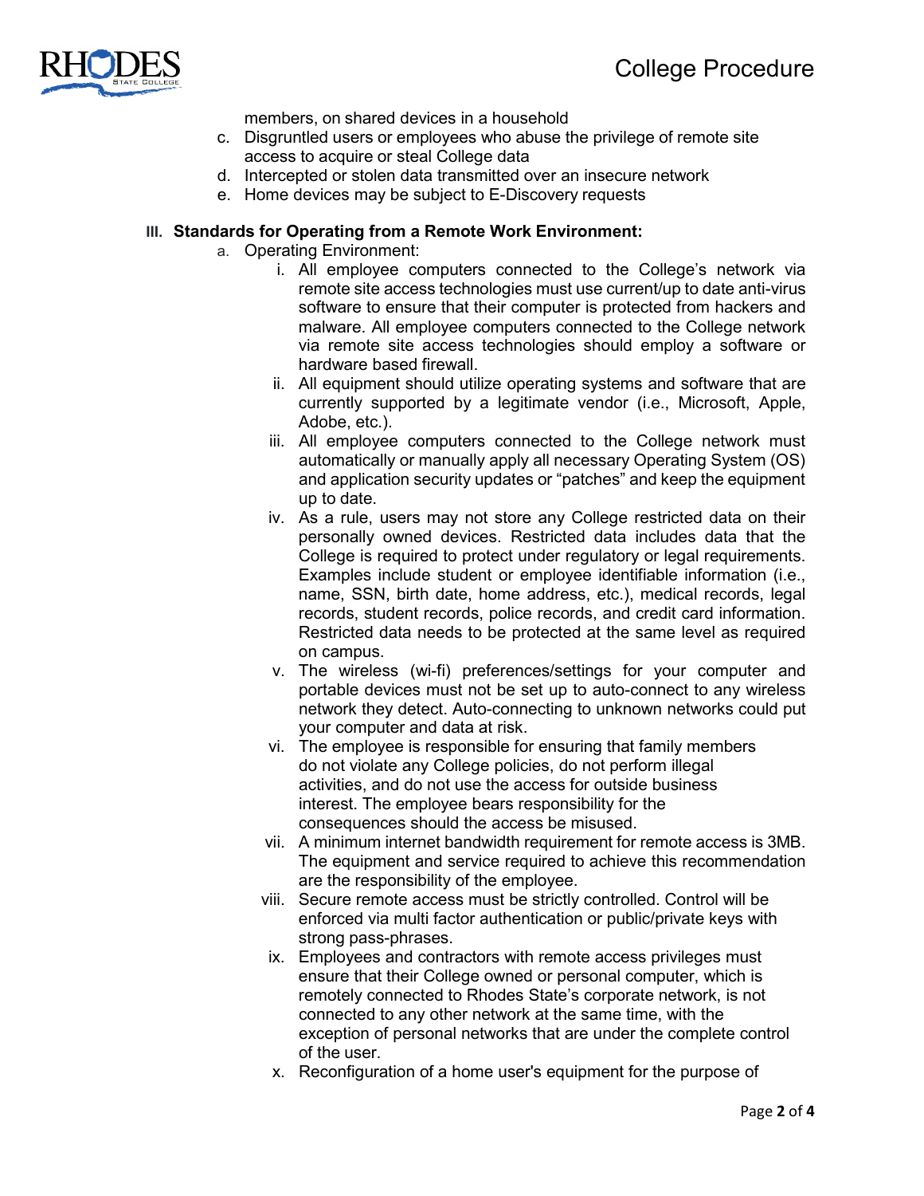members, on shared devices in a household

c. Disgruntled users or employees who abuse the privilege of remote site access to acquire or steal College data
d. Intercepted or stolen data transmitted over an insecure network
e. Home devices may be subject to E-Discovery requests

### III. Standards for Operating from a Remote Work Environment:

a. Operating Environment:

   i. All employee computers connected to the College's network via remote site access technologies must use current/up to date anti-virus software to ensure that their computer is protected from hackers and malware. All employee computers connected to the College network via remote site access technologies should employ a software or hardware based firewall.
   ii. All equipment should utilize operating systems and software that are currently supported by a legitimate vendor (i.e., Microsoft, Apple, Adobe, etc.).
   iii. All employee computers connected to the College network must automatically or manually apply all necessary Operating System (OS) and application security updates or "patches" and keep the equipment up to date.
   iv. As a rule, users may not store any College restricted data on their personally owned devices. Restricted data includes data that the College is required to protect under regulatory or legal requirements. Examples include student or employee identifiable information (i.e., name, SSN, birth date, home address, etc.), medical records, legal records, student records, police records, and credit card information. Restricted data needs to be protected at the same level as required on campus.
   v. The wireless (wi-fi) preferences/settings for your computer and portable devices must not be set up to auto-connect to any wireless network they detect. Auto-connecting to unknown networks could put your computer and data at risk.
   vi. The employee is responsible for ensuring that family members do not violate any College policies, do not perform illegal activities, and do not use the access for outside business interest. The employee bears responsibility for the consequences should the access be misused.
   vii. A minimum internet bandwidth requirement for remote access is 3MB. The equipment and service required to achieve this recommendation are the responsibility of the employee.
   viii. Secure remote access must be strictly controlled. Control will be enforced via multi factor authentication or public/private keys with strong pass-phrases.
   ix. Employees and contractors with remote access privileges must ensure that their College owned or personal computer, which is remotely connected to Rhodes State's corporate network, is not connected to any other network at the same time, with the exception of personal networks that are under the complete control of the user.
   x. Reconfiguration of a home user's equipment for the purpose of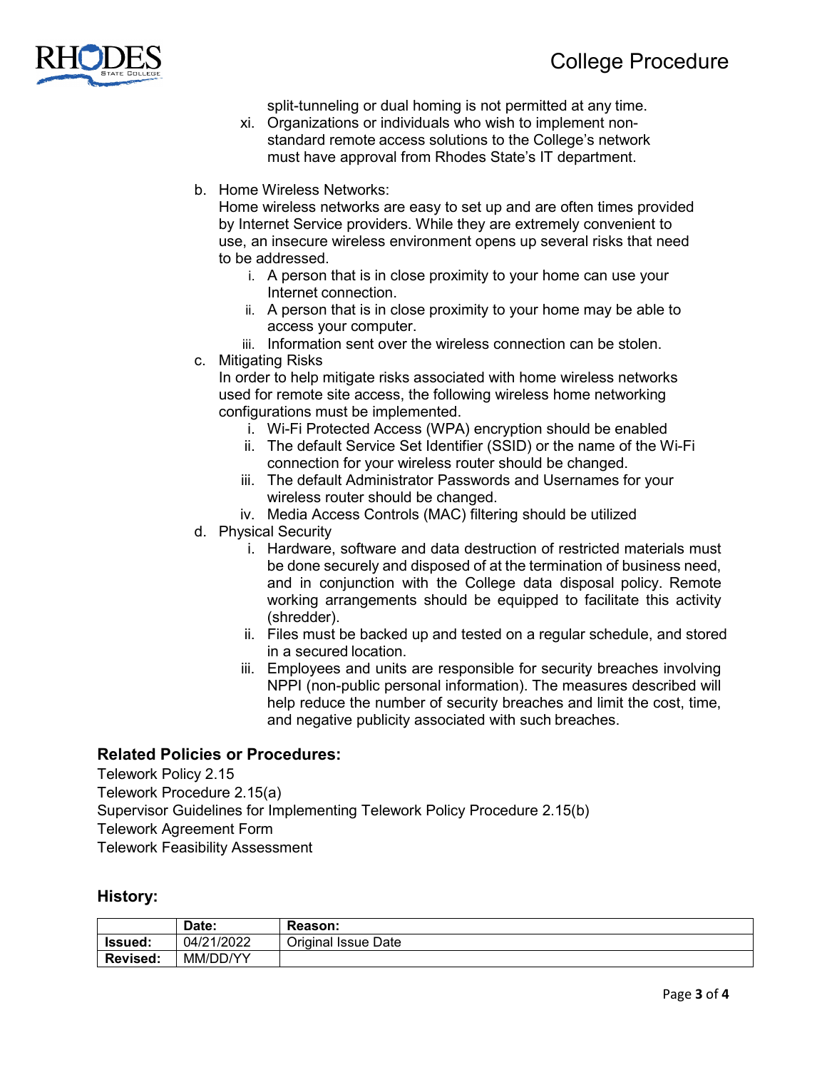split-tunneling or dual homing is not permitted at any time.

xi. Organizations or individuals who wish to implement non-standard remote access solutions to the College's network must have approval from Rhodes State's IT department.

b. Home Wireless Networks:
Home wireless networks are easy to set up and are often times provided by Internet Service providers. While they are extremely convenient to use, an insecure wireless environment opens up several risks that need to be addressed.
   i. A person that is in close proximity to your home can use your Internet connection.
   ii. A person that is in close proximity to your home may be able to access your computer.
   iii. Information sent over the wireless connection can be stolen.

c. Mitigating Risks
In order to help mitigate risks associated with home wireless networks used for remote site access, the following wireless home networking configurations must be implemented.
   i. Wi-Fi Protected Access (WPA) encryption should be enabled
   ii. The default Service Set Identifier (SSID) or the name of the Wi-Fi connection for your wireless router should be changed.
   iii. The default Administrator Passwords and Usernames for your wireless router should be changed.
   iv. Media Access Controls (MAC) filtering should be utilized

d. Physical Security
   i. Hardware, software and data destruction of restricted materials must be done securely and disposed of at the termination of business need, and in conjunction with the College data disposal policy. Remote working arrangements should be equipped to facilitate this activity (shredder).
   ii. Files must be backed up and tested on a regular schedule, and stored in a secured location.
   iii. Employees and units are responsible for security breaches involving NPPI (non-public personal information). The measures described will help reduce the number of security breaches and limit the cost, time, and negative publicity associated with such breaches.

## Related Policies or Procedures:

Telework Policy 2.15
Telework Procedure 2.15(a)
Supervisor Guidelines for Implementing Telework Policy Procedure 2.15(b)
Telework Agreement Form
Telework Feasibility Assessment

## History:

| | Date: | Reason: |
|---|---|---|
| **Issued:** | 04/21/2022 | Original Issue Date |
| **Revised:** | MM/DD/YY | |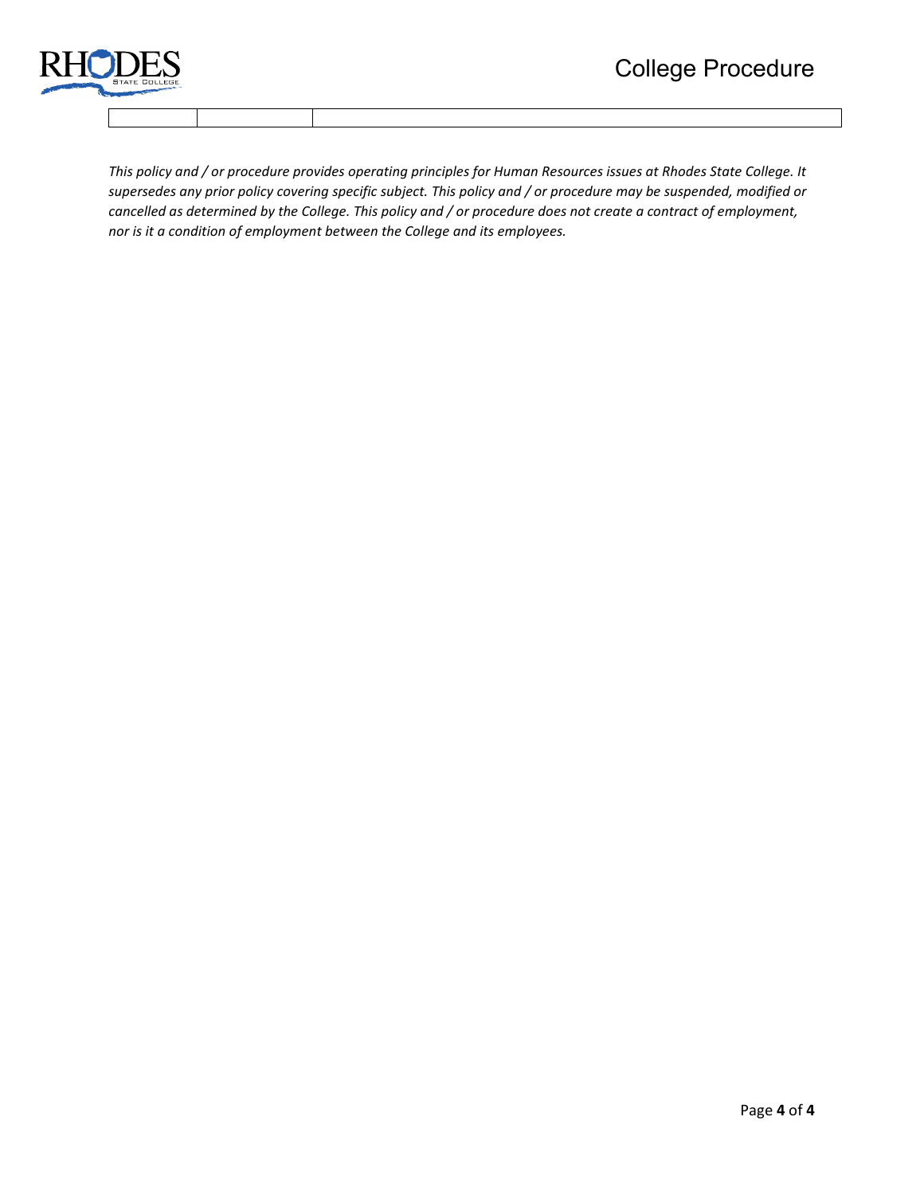*This policy and / or procedure provides operating principles for Human Resources issues at Rhodes State College. It supersedes any prior policy covering specific subject. This policy and / or procedure may be suspended, modified or cancelled as determined by the College. This policy and / or procedure does not create a contract of employment, nor is it a condition of employment between the College and its employees.*